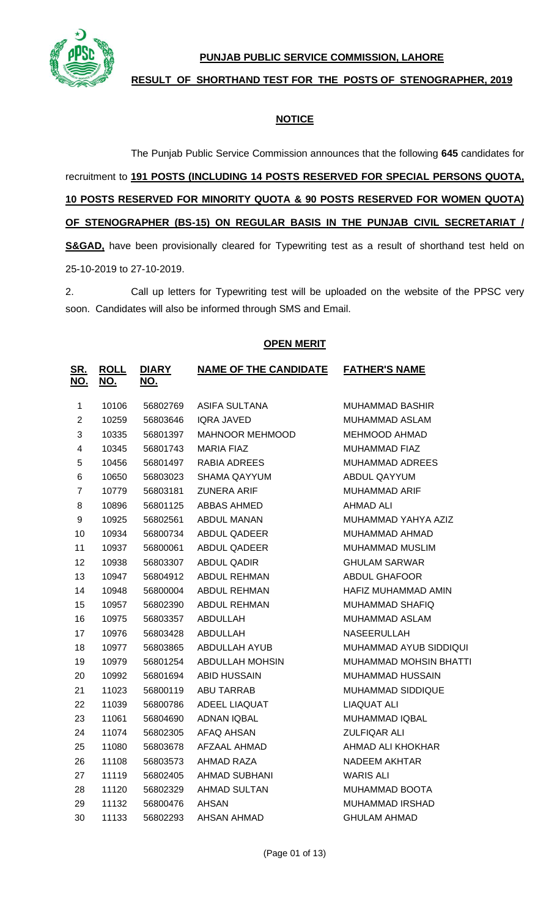**PUNJAB PUBLIC SERVICE COMMISSION, LAHORE**

**RESULT OF SHORTHAND TEST FOR THE POSTS OF STENOGRAPHER, 2019**

**NOTICE**

The Punjab Public Service Commission announces that the following **645** candidates for recruitment to **191 POSTS (INCLUDING 14 POSTS RESERVED FOR SPECIAL PERSONS QUOTA, 10 POSTS RESERVED FOR MINORITY QUOTA & 90 POSTS RESERVED FOR WOMEN QUOTA) OF STENOGRAPHER (BS-15) ON REGULAR BASIS IN THE PUNJAB CIVIL SECRETARIAT / S&GAD,** have been provisionally cleared for Typewriting test as a result of shorthand test held on 25-10-2019 to 27-10-2019.

2. Call up letters for Typewriting test will be uploaded on the website of the PPSC very soon. Candidates will also be informed through SMS and Email.

**OPEN MERIT**

| SR. NO. | ROLL NO. | DIARY NO. | NAME OF THE CANDIDATE | FATHER'S NAME |
|---|---|---|---|---|
| 1 | 10106 | 56802769 | ASIFA SULTANA | MUHAMMAD BASHIR |
| 2 | 10259 | 56803646 | IQRA JAVED | MUHAMMAD ASLAM |
| 3 | 10335 | 56801397 | MAHNOOR MEHMOOD | MEHMOOD AHMAD |
| 4 | 10345 | 56801743 | MARIA FIAZ | MUHAMMAD FIAZ |
| 5 | 10456 | 56801497 | RABIA ADREES | MUHAMMAD ADREES |
| 6 | 10650 | 56803023 | SHAMA QAYYUM | ABDUL QAYYUM |
| 7 | 10779 | 56803181 | ZUNERA ARIF | MUHAMMAD ARIF |
| 8 | 10896 | 56801125 | ABBAS AHMED | AHMAD ALI |
| 9 | 10925 | 56802561 | ABDUL MANAN | MUHAMMAD YAHYA AZIZ |
| 10 | 10934 | 56800734 | ABDUL QADEER | MUHAMMAD AHMAD |
| 11 | 10937 | 56800061 | ABDUL QADEER | MUHAMMAD MUSLIM |
| 12 | 10938 | 56803307 | ABDUL QADIR | GHULAM SARWAR |
| 13 | 10947 | 56804912 | ABDUL REHMAN | ABDUL GHAFOOR |
| 14 | 10948 | 56800004 | ABDUL REHMAN | HAFIZ MUHAMMAD AMIN |
| 15 | 10957 | 56802390 | ABDUL REHMAN | MUHAMMAD SHAFIQ |
| 16 | 10975 | 56803357 | ABDULLAH | MUHAMMAD ASLAM |
| 17 | 10976 | 56803428 | ABDULLAH | NASEERULLAH |
| 18 | 10977 | 56803865 | ABDULLAH AYUB | MUHAMMAD AYUB SIDDIQUI |
| 19 | 10979 | 56801254 | ABDULLAH MOHSIN | MUHAMMAD MOHSIN BHATTI |
| 20 | 10992 | 56801694 | ABID HUSSAIN | MUHAMMAD HUSSAIN |
| 21 | 11023 | 56800119 | ABU TARRAB | MUHAMMAD SIDDIQUE |
| 22 | 11039 | 56800786 | ADEEL LIAQUAT | LIAQUAT ALI |
| 23 | 11061 | 56804690 | ADNAN IQBAL | MUHAMMAD IQBAL |
| 24 | 11074 | 56802305 | AFAQ AHSAN | ZULFIQAR ALI |
| 25 | 11080 | 56803678 | AFZAAL AHMAD | AHMAD ALI KHOKHAR |
| 26 | 11108 | 56803573 | AHMAD RAZA | NADEEM AKHTAR |
| 27 | 11119 | 56802405 | AHMAD SUBHANI | WARIS ALI |
| 28 | 11120 | 56802329 | AHMAD SULTAN | MUHAMMAD BOOTA |
| 29 | 11132 | 56800476 | AHSAN | MUHAMMAD IRSHAD |
| 30 | 11133 | 56802293 | AHSAN AHMAD | GHULAM AHMAD |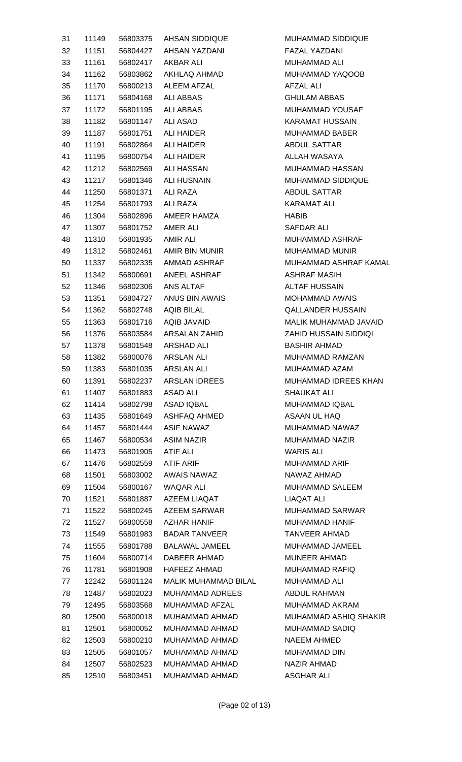| | | | | |
|---|---|---|---|---|
| 31 | 11149 | 56803375 | AHSAN SIDDIQUE | MUHAMMAD SIDDIQUE |
| 32 | 11151 | 56804427 | AHSAN YAZDANI | FAZAL YAZDANI |
| 33 | 11161 | 56802417 | AKBAR ALI | MUHAMMAD ALI |
| 34 | 11162 | 56803862 | AKHLAQ AHMAD | MUHAMMAD YAQOOB |
| 35 | 11170 | 56800213 | ALEEM AFZAL | AFZAL ALI |
| 36 | 11171 | 56804168 | ALI ABBAS | GHULAM ABBAS |
| 37 | 11172 | 56801195 | ALI ABBAS | MUHAMMAD YOUSAF |
| 38 | 11182 | 56801147 | ALI ASAD | KARAMAT HUSSAIN |
| 39 | 11187 | 56801751 | ALI HAIDER | MUHAMMAD BABER |
| 40 | 11191 | 56802864 | ALI HAIDER | ABDUL SATTAR |
| 41 | 11195 | 56800754 | ALI HAIDER | ALLAH WASAYA |
| 42 | 11212 | 56802569 | ALI HASSAN | MUHAMMAD HASSAN |
| 43 | 11217 | 56801346 | ALI HUSNAIN | MUHAMMAD SIDDIQUE |
| 44 | 11250 | 56801371 | ALI RAZA | ABDUL SATTAR |
| 45 | 11254 | 56801793 | ALI RAZA | KARAMAT ALI |
| 46 | 11304 | 56802896 | AMEER HAMZA | HABIB |
| 47 | 11307 | 56801752 | AMER ALI | SAFDAR ALI |
| 48 | 11310 | 56801935 | AMIR ALI | MUHAMMAD ASHRAF |
| 49 | 11312 | 56802461 | AMIR BIN MUNIR | MUHAMMAD MUNIR |
| 50 | 11337 | 56802335 | AMMAD ASHRAF | MUHAMMAD ASHRAF KAMAL |
| 51 | 11342 | 56800691 | ANEEL ASHRAF | ASHRAF MASIH |
| 52 | 11346 | 56802306 | ANS ALTAF | ALTAF HUSSAIN |
| 53 | 11351 | 56804727 | ANUS BIN AWAIS | MOHAMMAD AWAIS |
| 54 | 11362 | 56802748 | AQIB BILAL | QALLANDER HUSSAIN |
| 55 | 11363 | 56801716 | AQIB JAVAID | MALIK MUHAMMAD JAVAID |
| 56 | 11376 | 56803584 | ARSALAN ZAHID | ZAHID HUSSAIN SIDDIQI |
| 57 | 11378 | 56801548 | ARSHAD ALI | BASHIR AHMAD |
| 58 | 11382 | 56800076 | ARSLAN ALI | MUHAMMAD RAMZAN |
| 59 | 11383 | 56801035 | ARSLAN ALI | MUHAMMAD AZAM |
| 60 | 11391 | 56802237 | ARSLAN IDREES | MUHAMMAD IDREES KHAN |
| 61 | 11407 | 56801883 | ASAD ALI | SHAUKAT ALI |
| 62 | 11414 | 56802798 | ASAD IQBAL | MUHAMMAD IQBAL |
| 63 | 11435 | 56801649 | ASHFAQ AHMED | ASAAN UL HAQ |
| 64 | 11457 | 56801444 | ASIF NAWAZ | MUHAMMAD NAWAZ |
| 65 | 11467 | 56800534 | ASIM NAZIR | MUHAMMAD NAZIR |
| 66 | 11473 | 56801905 | ATIF ALI | WARIS ALI |
| 67 | 11476 | 56802559 | ATIF ARIF | MUHAMMAD ARIF |
| 68 | 11501 | 56803002 | AWAIS NAWAZ | NAWAZ AHMAD |
| 69 | 11504 | 56800167 | WAQAR ALI | MUHAMMAD SALEEM |
| 70 | 11521 | 56801887 | AZEEM LIAQAT | LIAQAT ALI |
| 71 | 11522 | 56800245 | AZEEM SARWAR | MUHAMMAD SARWAR |
| 72 | 11527 | 56800558 | AZHAR HANIF | MUHAMMAD HANIF |
| 73 | 11549 | 56801983 | BADAR TANVEER | TANVEER AHMAD |
| 74 | 11555 | 56801788 | BALAWAL JAMEEL | MUHAMMAD JAMEEL |
| 75 | 11604 | 56800714 | DABEER AHMAD | MUNEER AHMAD |
| 76 | 11781 | 56801908 | HAFEEZ AHMAD | MUHAMMAD RAFIQ |
| 77 | 12242 | 56801124 | MALIK MUHAMMAD BILAL | MUHAMMAD ALI |
| 78 | 12487 | 56802023 | MUHAMMAD ADREES | ABDUL RAHMAN |
| 79 | 12495 | 56803568 | MUHAMMAD AFZAL | MUHAMMAD AKRAM |
| 80 | 12500 | 56800018 | MUHAMMAD AHMAD | MUHAMMAD ASHIQ SHAKIR |
| 81 | 12501 | 56800052 | MUHAMMAD AHMAD | MUHAMMAD SADIQ |
| 82 | 12503 | 56800210 | MUHAMMAD AHMAD | NAEEM AHMED |
| 83 | 12505 | 56801057 | MUHAMMAD AHMAD | MUHAMMAD DIN |
| 84 | 12507 | 56802523 | MUHAMMAD AHMAD | NAZIR AHMAD |
| 85 | 12510 | 56803451 | MUHAMMAD AHMAD | ASGHAR ALI |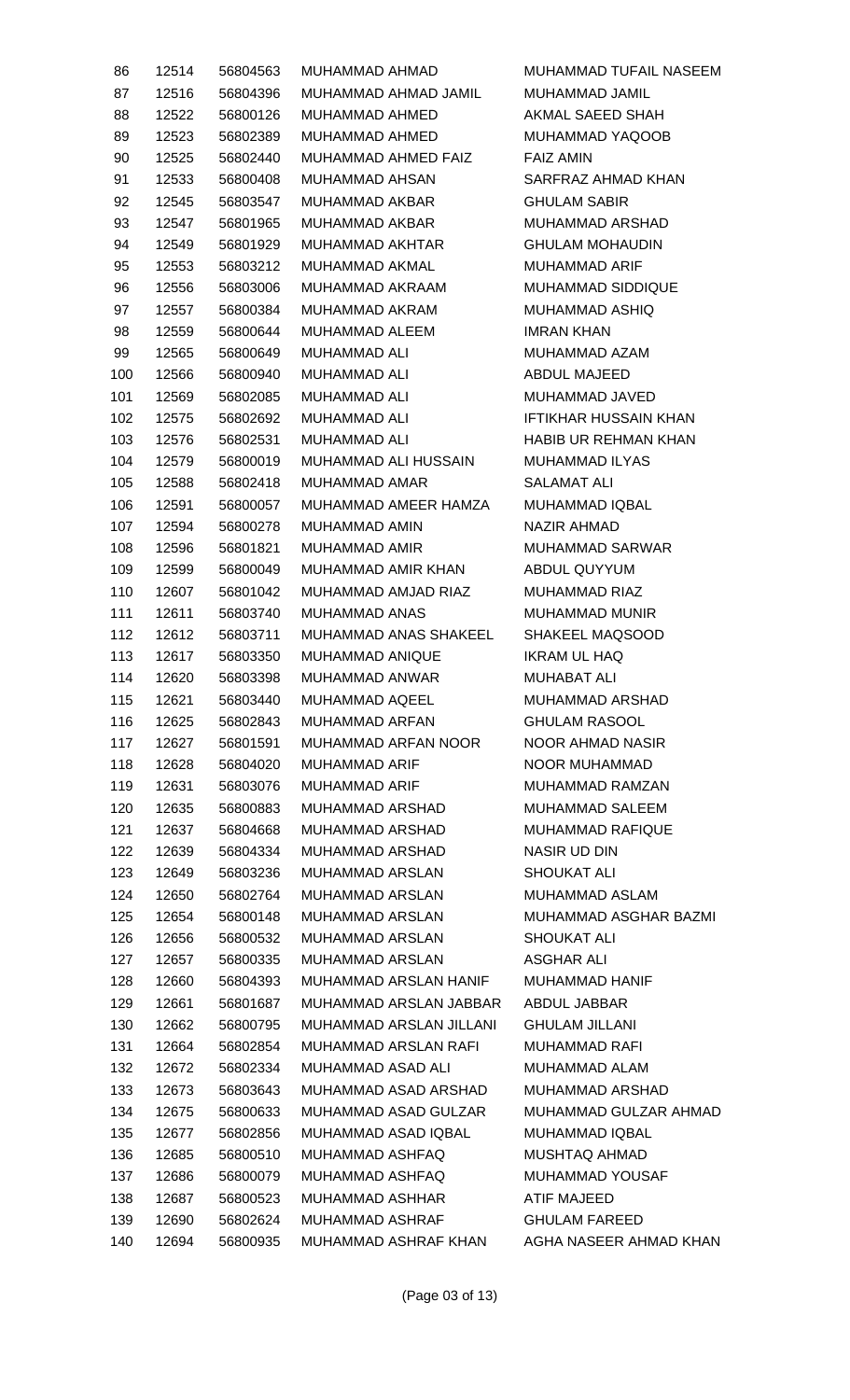| | | | | |
|---|---|---|---|---|
| 86 | 12514 | 56804563 | MUHAMMAD AHMAD | MUHAMMAD TUFAIL NASEEM |
| 87 | 12516 | 56804396 | MUHAMMAD AHMAD JAMIL | MUHAMMAD JAMIL |
| 88 | 12522 | 56800126 | MUHAMMAD AHMED | AKMAL SAEED SHAH |
| 89 | 12523 | 56802389 | MUHAMMAD AHMED | MUHAMMAD YAQOOB |
| 90 | 12525 | 56802440 | MUHAMMAD AHMED FAIZ | FAIZ AMIN |
| 91 | 12533 | 56800408 | MUHAMMAD AHSAN | SARFRAZ AHMAD KHAN |
| 92 | 12545 | 56803547 | MUHAMMAD AKBAR | GHULAM SABIR |
| 93 | 12547 | 56801965 | MUHAMMAD AKBAR | MUHAMMAD ARSHAD |
| 94 | 12549 | 56801929 | MUHAMMAD AKHTAR | GHULAM MOHAUDIN |
| 95 | 12553 | 56803212 | MUHAMMAD AKMAL | MUHAMMAD ARIF |
| 96 | 12556 | 56803006 | MUHAMMAD AKRAAM | MUHAMMAD SIDDIQUE |
| 97 | 12557 | 56800384 | MUHAMMAD AKRAM | MUHAMMAD ASHIQ |
| 98 | 12559 | 56800644 | MUHAMMAD ALEEM | IMRAN KHAN |
| 99 | 12565 | 56800649 | MUHAMMAD ALI | MUHAMMAD AZAM |
| 100 | 12566 | 56800940 | MUHAMMAD ALI | ABDUL MAJEED |
| 101 | 12569 | 56802085 | MUHAMMAD ALI | MUHAMMAD JAVED |
| 102 | 12575 | 56802692 | MUHAMMAD ALI | IFTIKHAR HUSSAIN KHAN |
| 103 | 12576 | 56802531 | MUHAMMAD ALI | HABIB UR REHMAN KHAN |
| 104 | 12579 | 56800019 | MUHAMMAD ALI HUSSAIN | MUHAMMAD ILYAS |
| 105 | 12588 | 56802418 | MUHAMMAD AMAR | SALAMAT ALI |
| 106 | 12591 | 56800057 | MUHAMMAD AMEER HAMZA | MUHAMMAD IQBAL |
| 107 | 12594 | 56800278 | MUHAMMAD AMIN | NAZIR AHMAD |
| 108 | 12596 | 56801821 | MUHAMMAD AMIR | MUHAMMAD SARWAR |
| 109 | 12599 | 56800049 | MUHAMMAD AMIR KHAN | ABDUL QUYYUM |
| 110 | 12607 | 56801042 | MUHAMMAD AMJAD RIAZ | MUHAMMAD RIAZ |
| 111 | 12611 | 56803740 | MUHAMMAD ANAS | MUHAMMAD MUNIR |
| 112 | 12612 | 56803711 | MUHAMMAD ANAS SHAKEEL | SHAKEEL MAQSOOD |
| 113 | 12617 | 56803350 | MUHAMMAD ANIQUE | IKRAM UL HAQ |
| 114 | 12620 | 56803398 | MUHAMMAD ANWAR | MUHABAT ALI |
| 115 | 12621 | 56803440 | MUHAMMAD AQEEL | MUHAMMAD ARSHAD |
| 116 | 12625 | 56802843 | MUHAMMAD ARFAN | GHULAM RASOOL |
| 117 | 12627 | 56801591 | MUHAMMAD ARFAN NOOR | NOOR AHMAD NASIR |
| 118 | 12628 | 56804020 | MUHAMMAD ARIF | NOOR MUHAMMAD |
| 119 | 12631 | 56803076 | MUHAMMAD ARIF | MUHAMMAD RAMZAN |
| 120 | 12635 | 56800883 | MUHAMMAD ARSHAD | MUHAMMAD SALEEM |
| 121 | 12637 | 56804668 | MUHAMMAD ARSHAD | MUHAMMAD RAFIQUE |
| 122 | 12639 | 56804334 | MUHAMMAD ARSHAD | NASIR UD DIN |
| 123 | 12649 | 56803236 | MUHAMMAD ARSLAN | SHOUKAT ALI |
| 124 | 12650 | 56802764 | MUHAMMAD ARSLAN | MUHAMMAD ASLAM |
| 125 | 12654 | 56800148 | MUHAMMAD ARSLAN | MUHAMMAD ASGHAR BAZMI |
| 126 | 12656 | 56800532 | MUHAMMAD ARSLAN | SHOUKAT ALI |
| 127 | 12657 | 56800335 | MUHAMMAD ARSLAN | ASGHAR ALI |
| 128 | 12660 | 56804393 | MUHAMMAD ARSLAN HANIF | MUHAMMAD HANIF |
| 129 | 12661 | 56801687 | MUHAMMAD ARSLAN JABBAR | ABDUL JABBAR |
| 130 | 12662 | 56800795 | MUHAMMAD ARSLAN JILLANI | GHULAM JILLANI |
| 131 | 12664 | 56802854 | MUHAMMAD ARSLAN RAFI | MUHAMMAD RAFI |
| 132 | 12672 | 56802334 | MUHAMMAD ASAD ALI | MUHAMMAD ALAM |
| 133 | 12673 | 56803643 | MUHAMMAD ASAD ARSHAD | MUHAMMAD ARSHAD |
| 134 | 12675 | 56800633 | MUHAMMAD ASAD GULZAR | MUHAMMAD GULZAR AHMAD |
| 135 | 12677 | 56802856 | MUHAMMAD ASAD IQBAL | MUHAMMAD IQBAL |
| 136 | 12685 | 56800510 | MUHAMMAD ASHFAQ | MUSHTAQ AHMAD |
| 137 | 12686 | 56800079 | MUHAMMAD ASHFAQ | MUHAMMAD YOUSAF |
| 138 | 12687 | 56800523 | MUHAMMAD ASHHAR | ATIF MAJEED |
| 139 | 12690 | 56802624 | MUHAMMAD ASHRAF | GHULAM FAREED |
| 140 | 12694 | 56800935 | MUHAMMAD ASHRAF KHAN | AGHA NASEER AHMAD KHAN |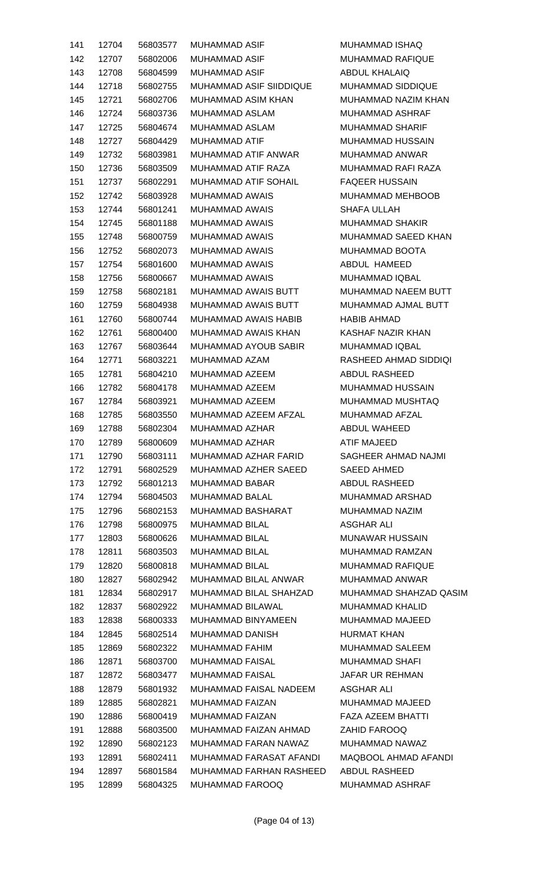| | | | | |
|---|---|---|---|---|
| 141 | 12704 | 56803577 | MUHAMMAD ASIF | MUHAMMAD ISHAQ |
| 142 | 12707 | 56802006 | MUHAMMAD ASIF | MUHAMMAD RAFIQUE |
| 143 | 12708 | 56804599 | MUHAMMAD ASIF | ABDUL KHALAIQ |
| 144 | 12718 | 56802755 | MUHAMMAD ASIF SIIDDIQUE | MUHAMMAD SIDDIQUE |
| 145 | 12721 | 56802706 | MUHAMMAD ASIM KHAN | MUHAMMAD NAZIM KHAN |
| 146 | 12724 | 56803736 | MUHAMMAD ASLAM | MUHAMMAD ASHRAF |
| 147 | 12725 | 56804674 | MUHAMMAD ASLAM | MUHAMMAD SHARIF |
| 148 | 12727 | 56804429 | MUHAMMAD ATIF | MUHAMMAD HUSSAIN |
| 149 | 12732 | 56803981 | MUHAMMAD ATIF ANWAR | MUHAMMAD ANWAR |
| 150 | 12736 | 56803509 | MUHAMMAD ATIF RAZA | MUHAMMAD RAFI RAZA |
| 151 | 12737 | 56802291 | MUHAMMAD ATIF SOHAIL | FAQEER HUSSAIN |
| 152 | 12742 | 56803928 | MUHAMMAD AWAIS | MUHAMMAD MEHBOOB |
| 153 | 12744 | 56801241 | MUHAMMAD AWAIS | SHAFA ULLAH |
| 154 | 12745 | 56801188 | MUHAMMAD AWAIS | MUHAMMAD SHAKIR |
| 155 | 12748 | 56800759 | MUHAMMAD AWAIS | MUHAMMAD SAEED KHAN |
| 156 | 12752 | 56802073 | MUHAMMAD AWAIS | MUHAMMAD BOOTA |
| 157 | 12754 | 56801600 | MUHAMMAD AWAIS | ABDUL HAMEED |
| 158 | 12756 | 56800667 | MUHAMMAD AWAIS | MUHAMMAD IQBAL |
| 159 | 12758 | 56802181 | MUHAMMAD AWAIS BUTT | MUHAMMAD NAEEM BUTT |
| 160 | 12759 | 56804938 | MUHAMMAD AWAIS BUTT | MUHAMMAD AJMAL BUTT |
| 161 | 12760 | 56800744 | MUHAMMAD AWAIS HABIB | HABIB AHMAD |
| 162 | 12761 | 56800400 | MUHAMMAD AWAIS KHAN | KASHAF NAZIR KHAN |
| 163 | 12767 | 56803644 | MUHAMMAD AYOUB SABIR | MUHAMMAD IQBAL |
| 164 | 12771 | 56803221 | MUHAMMAD AZAM | RASHEED AHMAD SIDDIQI |
| 165 | 12781 | 56804210 | MUHAMMAD AZEEM | ABDUL RASHEED |
| 166 | 12782 | 56804178 | MUHAMMAD AZEEM | MUHAMMAD HUSSAIN |
| 167 | 12784 | 56803921 | MUHAMMAD AZEEM | MUHAMMAD MUSHTAQ |
| 168 | 12785 | 56803550 | MUHAMMAD AZEEM AFZAL | MUHAMMAD AFZAL |
| 169 | 12788 | 56802304 | MUHAMMAD AZHAR | ABDUL WAHEED |
| 170 | 12789 | 56800609 | MUHAMMAD AZHAR | ATIF MAJEED |
| 171 | 12790 | 56803111 | MUHAMMAD AZHAR FARID | SAGHEER AHMAD NAJMI |
| 172 | 12791 | 56802529 | MUHAMMAD AZHER SAEED | SAEED AHMED |
| 173 | 12792 | 56801213 | MUHAMMAD BABAR | ABDUL RASHEED |
| 174 | 12794 | 56804503 | MUHAMMAD BALAL | MUHAMMAD ARSHAD |
| 175 | 12796 | 56802153 | MUHAMMAD BASHARAT | MUHAMMAD NAZIM |
| 176 | 12798 | 56800975 | MUHAMMAD BILAL | ASGHAR ALI |
| 177 | 12803 | 56800626 | MUHAMMAD BILAL | MUNAWAR HUSSAIN |
| 178 | 12811 | 56803503 | MUHAMMAD BILAL | MUHAMMAD RAMZAN |
| 179 | 12820 | 56800818 | MUHAMMAD BILAL | MUHAMMAD RAFIQUE |
| 180 | 12827 | 56802942 | MUHAMMAD BILAL ANWAR | MUHAMMAD ANWAR |
| 181 | 12834 | 56802917 | MUHAMMAD BILAL SHAHZAD | MUHAMMAD SHAHZAD QASIM |
| 182 | 12837 | 56802922 | MUHAMMAD BILAWAL | MUHAMMAD KHALID |
| 183 | 12838 | 56800333 | MUHAMMAD BINYAMEEN | MUHAMMAD MAJEED |
| 184 | 12845 | 56802514 | MUHAMMAD DANISH | HURMAT KHAN |
| 185 | 12869 | 56802322 | MUHAMMAD FAHIM | MUHAMMAD SALEEM |
| 186 | 12871 | 56803700 | MUHAMMAD FAISAL | MUHAMMAD SHAFI |
| 187 | 12872 | 56803477 | MUHAMMAD FAISAL | JAFAR UR REHMAN |
| 188 | 12879 | 56801932 | MUHAMMAD FAISAL NADEEM | ASGHAR ALI |
| 189 | 12885 | 56802821 | MUHAMMAD FAIZAN | MUHAMMAD MAJEED |
| 190 | 12886 | 56800419 | MUHAMMAD FAIZAN | FAZA AZEEM BHATTI |
| 191 | 12888 | 56803500 | MUHAMMAD FAIZAN AHMAD | ZAHID FAROOQ |
| 192 | 12890 | 56802123 | MUHAMMAD FARAN NAWAZ | MUHAMMAD NAWAZ |
| 193 | 12891 | 56802411 | MUHAMMAD FARASAT AFANDI | MAQBOOL AHMAD AFANDI |
| 194 | 12897 | 56801584 | MUHAMMAD FARHAN RASHEED | ABDUL RASHEED |
| 195 | 12899 | 56804325 | MUHAMMAD FAROOQ | MUHAMMAD ASHRAF |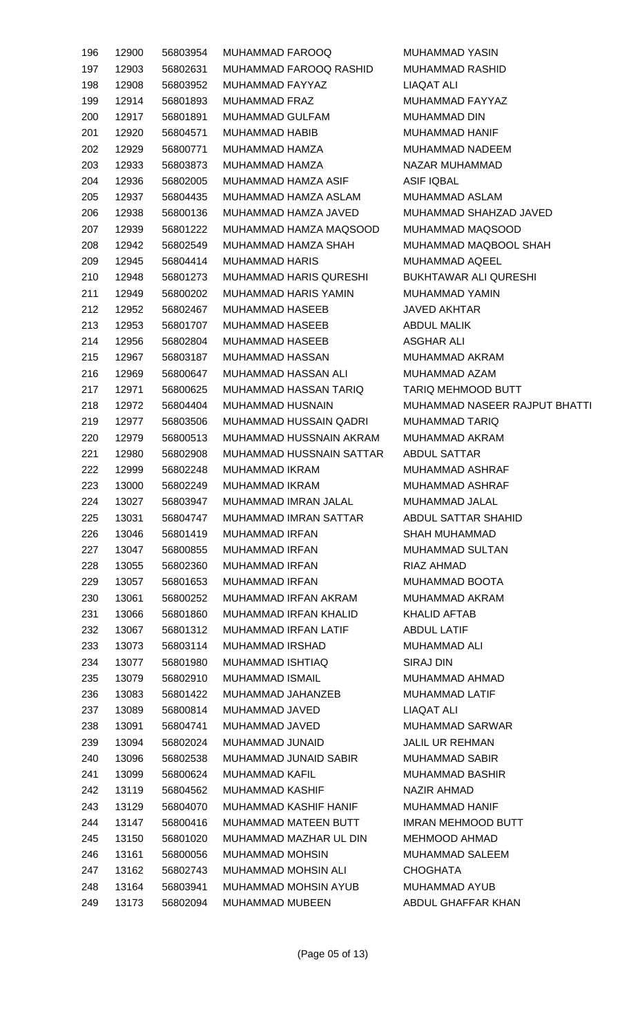| | | | | |
|---|---|---|---|---|
| 196 | 12900 | 56803954 | MUHAMMAD FAROOQ | MUHAMMAD YASIN |
| 197 | 12903 | 56802631 | MUHAMMAD FAROOQ RASHID | MUHAMMAD RASHID |
| 198 | 12908 | 56803952 | MUHAMMAD FAYYAZ | LIAQAT ALI |
| 199 | 12914 | 56801893 | MUHAMMAD FRAZ | MUHAMMAD FAYYAZ |
| 200 | 12917 | 56801891 | MUHAMMAD GULFAM | MUHAMMAD DIN |
| 201 | 12920 | 56804571 | MUHAMMAD HABIB | MUHAMMAD HANIF |
| 202 | 12929 | 56800771 | MUHAMMAD HAMZA | MUHAMMAD NADEEM |
| 203 | 12933 | 56803873 | MUHAMMAD HAMZA | NAZAR MUHAMMAD |
| 204 | 12936 | 56802005 | MUHAMMAD HAMZA ASIF | ASIF IQBAL |
| 205 | 12937 | 56804435 | MUHAMMAD HAMZA ASLAM | MUHAMMAD ASLAM |
| 206 | 12938 | 56800136 | MUHAMMAD HAMZA JAVED | MUHAMMAD SHAHZAD JAVED |
| 207 | 12939 | 56801222 | MUHAMMAD HAMZA MAQSOOD | MUHAMMAD MAQSOOD |
| 208 | 12942 | 56802549 | MUHAMMAD HAMZA SHAH | MUHAMMAD MAQBOOL SHAH |
| 209 | 12945 | 56804414 | MUHAMMAD HARIS | MUHAMMAD AQEEL |
| 210 | 12948 | 56801273 | MUHAMMAD HARIS QURESHI | BUKHTAWAR ALI QURESHI |
| 211 | 12949 | 56800202 | MUHAMMAD HARIS YAMIN | MUHAMMAD YAMIN |
| 212 | 12952 | 56802467 | MUHAMMAD HASEEB | JAVED AKHTAR |
| 213 | 12953 | 56801707 | MUHAMMAD HASEEB | ABDUL MALIK |
| 214 | 12956 | 56802804 | MUHAMMAD HASEEB | ASGHAR ALI |
| 215 | 12967 | 56803187 | MUHAMMAD HASSAN | MUHAMMAD AKRAM |
| 216 | 12969 | 56800647 | MUHAMMAD HASSAN ALI | MUHAMMAD AZAM |
| 217 | 12971 | 56800625 | MUHAMMAD HASSAN TARIQ | TARIQ MEHMOOD BUTT |
| 218 | 12972 | 56804404 | MUHAMMAD HUSNAIN | MUHAMMAD NASEER RAJPUT BHATTI |
| 219 | 12977 | 56803506 | MUHAMMAD HUSSAIN QADRI | MUHAMMAD TARIQ |
| 220 | 12979 | 56800513 | MUHAMMAD HUSSNAIN AKRAM | MUHAMMAD AKRAM |
| 221 | 12980 | 56802908 | MUHAMMAD HUSSNAIN SATTAR | ABDUL SATTAR |
| 222 | 12999 | 56802248 | MUHAMMAD IKRAM | MUHAMMAD ASHRAF |
| 223 | 13000 | 56802249 | MUHAMMAD IKRAM | MUHAMMAD ASHRAF |
| 224 | 13027 | 56803947 | MUHAMMAD IMRAN JALAL | MUHAMMAD JALAL |
| 225 | 13031 | 56804747 | MUHAMMAD IMRAN SATTAR | ABDUL SATTAR SHAHID |
| 226 | 13046 | 56801419 | MUHAMMAD IRFAN | SHAH MUHAMMAD |
| 227 | 13047 | 56800855 | MUHAMMAD IRFAN | MUHAMMAD SULTAN |
| 228 | 13055 | 56802360 | MUHAMMAD IRFAN | RIAZ AHMAD |
| 229 | 13057 | 56801653 | MUHAMMAD IRFAN | MUHAMMAD BOOTA |
| 230 | 13061 | 56800252 | MUHAMMAD IRFAN AKRAM | MUHAMMAD AKRAM |
| 231 | 13066 | 56801860 | MUHAMMAD IRFAN KHALID | KHALID AFTAB |
| 232 | 13067 | 56801312 | MUHAMMAD IRFAN LATIF | ABDUL LATIF |
| 233 | 13073 | 56803114 | MUHAMMAD IRSHAD | MUHAMMAD ALI |
| 234 | 13077 | 56801980 | MUHAMMAD ISHTIAQ | SIRAJ DIN |
| 235 | 13079 | 56802910 | MUHAMMAD ISMAIL | MUHAMMAD AHMAD |
| 236 | 13083 | 56801422 | MUHAMMAD JAHANZEB | MUHAMMAD LATIF |
| 237 | 13089 | 56800814 | MUHAMMAD JAVED | LIAQAT ALI |
| 238 | 13091 | 56804741 | MUHAMMAD JAVED | MUHAMMAD SARWAR |
| 239 | 13094 | 56802024 | MUHAMMAD JUNAID | JALIL UR REHMAN |
| 240 | 13096 | 56802538 | MUHAMMAD JUNAID SABIR | MUHAMMAD SABIR |
| 241 | 13099 | 56800624 | MUHAMMAD KAFIL | MUHAMMAD BASHIR |
| 242 | 13119 | 56804562 | MUHAMMAD KASHIF | NAZIR AHMAD |
| 243 | 13129 | 56804070 | MUHAMMAD KASHIF HANIF | MUHAMMAD HANIF |
| 244 | 13147 | 56800416 | MUHAMMAD MATEEN BUTT | IMRAN MEHMOOD BUTT |
| 245 | 13150 | 56801020 | MUHAMMAD MAZHAR UL DIN | MEHMOOD AHMAD |
| 246 | 13161 | 56800056 | MUHAMMAD MOHSIN | MUHAMMAD SALEEM |
| 247 | 13162 | 56802743 | MUHAMMAD MOHSIN ALI | CHOGHATA |
| 248 | 13164 | 56803941 | MUHAMMAD MOHSIN AYUB | MUHAMMAD AYUB |
| 249 | 13173 | 56802094 | MUHAMMAD MUBEEN | ABDUL GHAFFAR KHAN |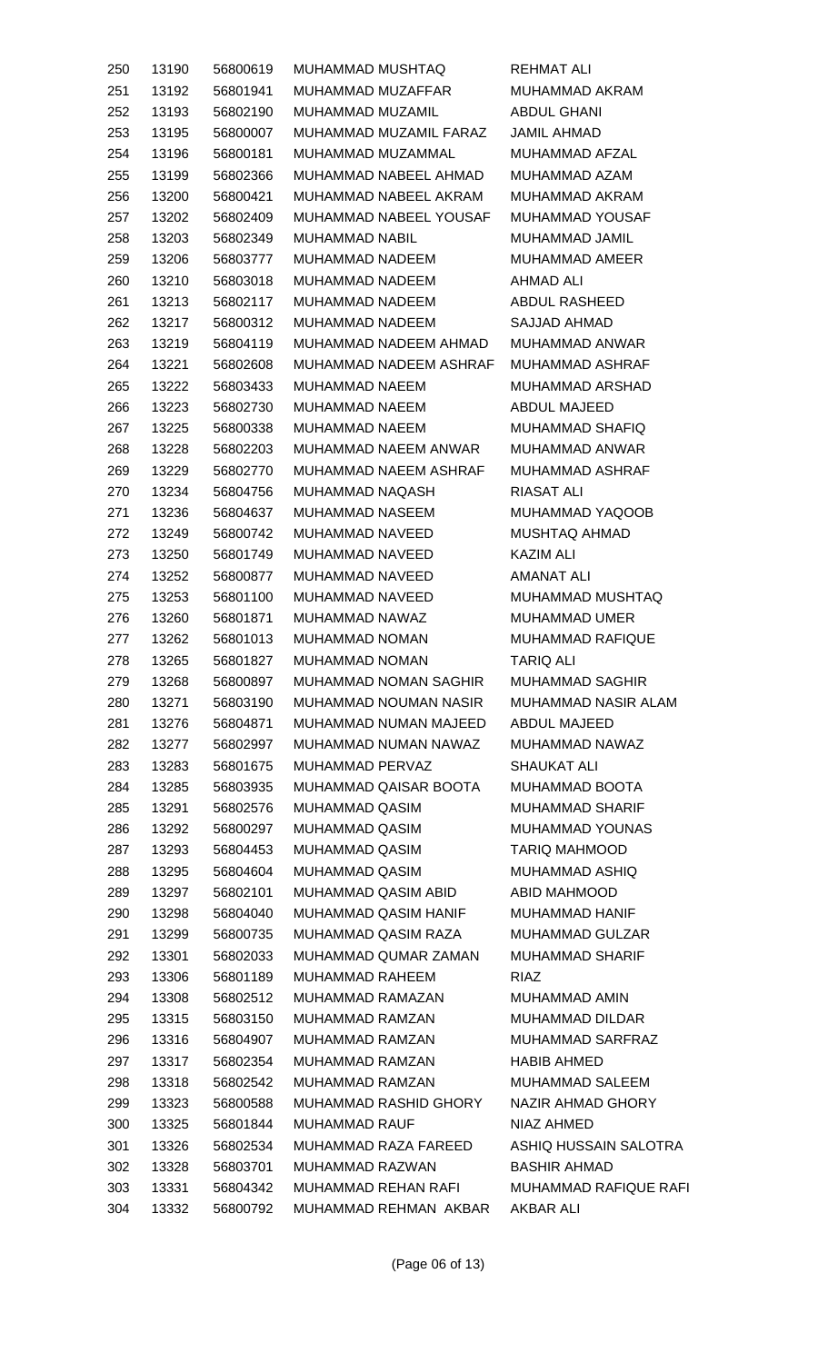| | | | | |
|---|---|---|---|---|
| 250 | 13190 | 56800619 | MUHAMMAD MUSHTAQ | REHMAT ALI |
| 251 | 13192 | 56801941 | MUHAMMAD MUZAFFAR | MUHAMMAD AKRAM |
| 252 | 13193 | 56802190 | MUHAMMAD MUZAMIL | ABDUL GHANI |
| 253 | 13195 | 56800007 | MUHAMMAD MUZAMIL FARAZ | JAMIL AHMAD |
| 254 | 13196 | 56800181 | MUHAMMAD MUZAMMAL | MUHAMMAD AFZAL |
| 255 | 13199 | 56802366 | MUHAMMAD NABEEL AHMAD | MUHAMMAD AZAM |
| 256 | 13200 | 56800421 | MUHAMMAD NABEEL AKRAM | MUHAMMAD AKRAM |
| 257 | 13202 | 56802409 | MUHAMMAD NABEEL YOUSAF | MUHAMMAD YOUSAF |
| 258 | 13203 | 56802349 | MUHAMMAD NABIL | MUHAMMAD JAMIL |
| 259 | 13206 | 56803777 | MUHAMMAD NADEEM | MUHAMMAD AMEER |
| 260 | 13210 | 56803018 | MUHAMMAD NADEEM | AHMAD ALI |
| 261 | 13213 | 56802117 | MUHAMMAD NADEEM | ABDUL RASHEED |
| 262 | 13217 | 56800312 | MUHAMMAD NADEEM | SAJJAD AHMAD |
| 263 | 13219 | 56804119 | MUHAMMAD NADEEM AHMAD | MUHAMMAD ANWAR |
| 264 | 13221 | 56802608 | MUHAMMAD NADEEM ASHRAF | MUHAMMAD ASHRAF |
| 265 | 13222 | 56803433 | MUHAMMAD NAEEM | MUHAMMAD ARSHAD |
| 266 | 13223 | 56802730 | MUHAMMAD NAEEM | ABDUL MAJEED |
| 267 | 13225 | 56800338 | MUHAMMAD NAEEM | MUHAMMAD SHAFIQ |
| 268 | 13228 | 56802203 | MUHAMMAD NAEEM ANWAR | MUHAMMAD ANWAR |
| 269 | 13229 | 56802770 | MUHAMMAD NAEEM ASHRAF | MUHAMMAD ASHRAF |
| 270 | 13234 | 56804756 | MUHAMMAD NAQASH | RIASAT ALI |
| 271 | 13236 | 56804637 | MUHAMMAD NASEEM | MUHAMMAD YAQOOB |
| 272 | 13249 | 56800742 | MUHAMMAD NAVEED | MUSHTAQ AHMAD |
| 273 | 13250 | 56801749 | MUHAMMAD NAVEED | KAZIM ALI |
| 274 | 13252 | 56800877 | MUHAMMAD NAVEED | AMANAT ALI |
| 275 | 13253 | 56801100 | MUHAMMAD NAVEED | MUHAMMAD MUSHTAQ |
| 276 | 13260 | 56801871 | MUHAMMAD NAWAZ | MUHAMMAD UMER |
| 277 | 13262 | 56801013 | MUHAMMAD NOMAN | MUHAMMAD RAFIQUE |
| 278 | 13265 | 56801827 | MUHAMMAD NOMAN | TARIQ ALI |
| 279 | 13268 | 56800897 | MUHAMMAD NOMAN SAGHIR | MUHAMMAD SAGHIR |
| 280 | 13271 | 56803190 | MUHAMMAD NOUMAN NASIR | MUHAMMAD NASIR ALAM |
| 281 | 13276 | 56804871 | MUHAMMAD NUMAN MAJEED | ABDUL MAJEED |
| 282 | 13277 | 56802997 | MUHAMMAD NUMAN NAWAZ | MUHAMMAD NAWAZ |
| 283 | 13283 | 56801675 | MUHAMMAD PERVAZ | SHAUKAT ALI |
| 284 | 13285 | 56803935 | MUHAMMAD QAISAR BOOTA | MUHAMMAD BOOTA |
| 285 | 13291 | 56802576 | MUHAMMAD QASIM | MUHAMMAD SHARIF |
| 286 | 13292 | 56800297 | MUHAMMAD QASIM | MUHAMMAD YOUNAS |
| 287 | 13293 | 56804453 | MUHAMMAD QASIM | TARIQ MAHMOOD |
| 288 | 13295 | 56804604 | MUHAMMAD QASIM | MUHAMMAD ASHIQ |
| 289 | 13297 | 56802101 | MUHAMMAD QASIM ABID | ABID MAHMOOD |
| 290 | 13298 | 56804040 | MUHAMMAD QASIM HANIF | MUHAMMAD HANIF |
| 291 | 13299 | 56800735 | MUHAMMAD QASIM RAZA | MUHAMMAD GULZAR |
| 292 | 13301 | 56802033 | MUHAMMAD QUMAR ZAMAN | MUHAMMAD SHARIF |
| 293 | 13306 | 56801189 | MUHAMMAD RAHEEM | RIAZ |
| 294 | 13308 | 56802512 | MUHAMMAD RAMAZAN | MUHAMMAD AMIN |
| 295 | 13315 | 56803150 | MUHAMMAD RAMZAN | MUHAMMAD DILDAR |
| 296 | 13316 | 56804907 | MUHAMMAD RAMZAN | MUHAMMAD SARFRAZ |
| 297 | 13317 | 56802354 | MUHAMMAD RAMZAN | HABIB AHMED |
| 298 | 13318 | 56802542 | MUHAMMAD RAMZAN | MUHAMMAD SALEEM |
| 299 | 13323 | 56800588 | MUHAMMAD RASHID GHORY | NAZIR AHMAD GHORY |
| 300 | 13325 | 56801844 | MUHAMMAD RAUF | NIAZ AHMED |
| 301 | 13326 | 56802534 | MUHAMMAD RAZA FAREED | ASHIQ HUSSAIN SALOTRA |
| 302 | 13328 | 56803701 | MUHAMMAD RAZWAN | BASHIR AHMAD |
| 303 | 13331 | 56804342 | MUHAMMAD REHAN RAFI | MUHAMMAD RAFIQUE RAFI |
| 304 | 13332 | 56800792 | MUHAMMAD REHMAN AKBAR | AKBAR ALI |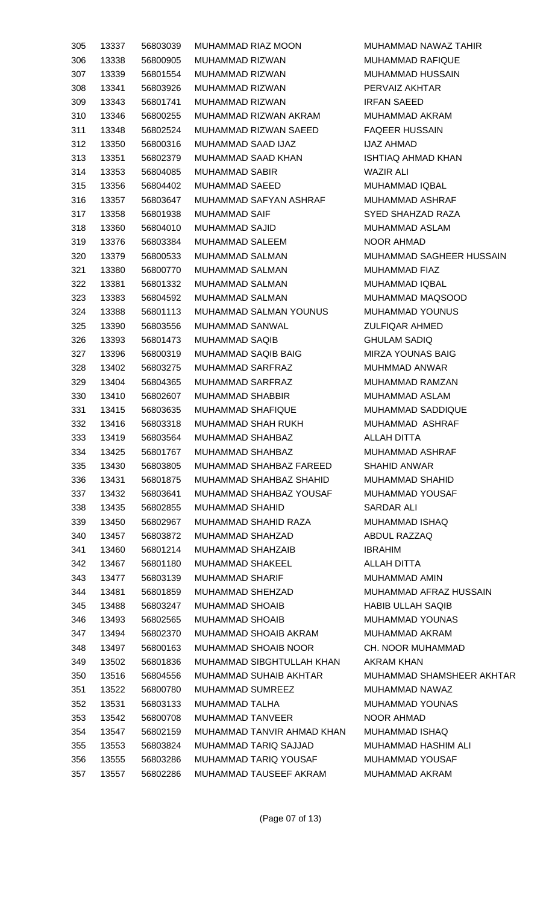| | | | | |
|---|---|---|---|---|
| 305 | 13337 | 56803039 | MUHAMMAD RIAZ MOON | MUHAMMAD NAWAZ TAHIR |
| 306 | 13338 | 56800905 | MUHAMMAD RIZWAN | MUHAMMAD RAFIQUE |
| 307 | 13339 | 56801554 | MUHAMMAD RIZWAN | MUHAMMAD HUSSAIN |
| 308 | 13341 | 56803926 | MUHAMMAD RIZWAN | PERVAIZ AKHTAR |
| 309 | 13343 | 56801741 | MUHAMMAD RIZWAN | IRFAN SAEED |
| 310 | 13346 | 56800255 | MUHAMMAD RIZWAN AKRAM | MUHAMMAD AKRAM |
| 311 | 13348 | 56802524 | MUHAMMAD RIZWAN SAEED | FAQEER HUSSAIN |
| 312 | 13350 | 56800316 | MUHAMMAD SAAD IJAZ | IJAZ AHMAD |
| 313 | 13351 | 56802379 | MUHAMMAD SAAD KHAN | ISHTIAQ AHMAD KHAN |
| 314 | 13353 | 56804085 | MUHAMMAD SABIR | WAZIR ALI |
| 315 | 13356 | 56804402 | MUHAMMAD SAEED | MUHAMMAD IQBAL |
| 316 | 13357 | 56803647 | MUHAMMAD SAFYAN ASHRAF | MUHAMMAD ASHRAF |
| 317 | 13358 | 56801938 | MUHAMMAD SAIF | SYED SHAHZAD RAZA |
| 318 | 13360 | 56804010 | MUHAMMAD SAJID | MUHAMMAD ASLAM |
| 319 | 13376 | 56803384 | MUHAMMAD SALEEM | NOOR AHMAD |
| 320 | 13379 | 56800533 | MUHAMMAD SALMAN | MUHAMMAD SAGHEER HUSSAIN |
| 321 | 13380 | 56800770 | MUHAMMAD SALMAN | MUHAMMAD FIAZ |
| 322 | 13381 | 56801332 | MUHAMMAD SALMAN | MUHAMMAD IQBAL |
| 323 | 13383 | 56804592 | MUHAMMAD SALMAN | MUHAMMAD MAQSOOD |
| 324 | 13388 | 56801113 | MUHAMMAD SALMAN YOUNUS | MUHAMMAD YOUNUS |
| 325 | 13390 | 56803556 | MUHAMMAD SANWAL | ZULFIQAR AHMED |
| 326 | 13393 | 56801473 | MUHAMMAD SAQIB | GHULAM SADIQ |
| 327 | 13396 | 56800319 | MUHAMMAD SAQIB BAIG | MIRZA YOUNAS BAIG |
| 328 | 13402 | 56803275 | MUHAMMAD SARFRAZ | MUHMMAD ANWAR |
| 329 | 13404 | 56804365 | MUHAMMAD SARFRAZ | MUHAMMAD RAMZAN |
| 330 | 13410 | 56802607 | MUHAMMAD SHABBIR | MUHAMMAD ASLAM |
| 331 | 13415 | 56803635 | MUHAMMAD SHAFIQUE | MUHAMMAD SADDIQUE |
| 332 | 13416 | 56803318 | MUHAMMAD SHAH RUKH | MUHAMMAD ASHRAF |
| 333 | 13419 | 56803564 | MUHAMMAD SHAHBAZ | ALLAH DITTA |
| 334 | 13425 | 56801767 | MUHAMMAD SHAHBAZ | MUHAMMAD ASHRAF |
| 335 | 13430 | 56803805 | MUHAMMAD SHAHBAZ FAREED | SHAHID ANWAR |
| 336 | 13431 | 56801875 | MUHAMMAD SHAHBAZ SHAHID | MUHAMMAD SHAHID |
| 337 | 13432 | 56803641 | MUHAMMAD SHAHBAZ YOUSAF | MUHAMMAD YOUSAF |
| 338 | 13435 | 56802855 | MUHAMMAD SHAHID | SARDAR ALI |
| 339 | 13450 | 56802967 | MUHAMMAD SHAHID RAZA | MUHAMMAD ISHAQ |
| 340 | 13457 | 56803872 | MUHAMMAD SHAHZAD | ABDUL RAZZAQ |
| 341 | 13460 | 56801214 | MUHAMMAD SHAHZAIB | IBRAHIM |
| 342 | 13467 | 56801180 | MUHAMMAD SHAKEEL | ALLAH DITTA |
| 343 | 13477 | 56803139 | MUHAMMAD SHARIF | MUHAMMAD AMIN |
| 344 | 13481 | 56801859 | MUHAMMAD SHEHZAD | MUHAMMAD AFRAZ HUSSAIN |
| 345 | 13488 | 56803247 | MUHAMMAD SHOAIB | HABIB ULLAH SAQIB |
| 346 | 13493 | 56802565 | MUHAMMAD SHOAIB | MUHAMMAD YOUNAS |
| 347 | 13494 | 56802370 | MUHAMMAD SHOAIB AKRAM | MUHAMMAD AKRAM |
| 348 | 13497 | 56800163 | MUHAMMAD SHOAIB NOOR | CH. NOOR MUHAMMAD |
| 349 | 13502 | 56801836 | MUHAMMAD SIBGHTULLAH KHAN | AKRAM KHAN |
| 350 | 13516 | 56804556 | MUHAMMAD SUHAIB AKHTAR | MUHAMMAD SHAMSHEER AKHTAR |
| 351 | 13522 | 56800780 | MUHAMMAD SUMREEZ | MUHAMMAD NAWAZ |
| 352 | 13531 | 56803133 | MUHAMMAD TALHA | MUHAMMAD YOUNAS |
| 353 | 13542 | 56800708 | MUHAMMAD TANVEER | NOOR AHMAD |
| 354 | 13547 | 56802159 | MUHAMMAD TANVIR AHMAD KHAN | MUHAMMAD ISHAQ |
| 355 | 13553 | 56803824 | MUHAMMAD TARIQ SAJJAD | MUHAMMAD HASHIM ALI |
| 356 | 13555 | 56803286 | MUHAMMAD TARIQ YOUSAF | MUHAMMAD YOUSAF |
| 357 | 13557 | 56802286 | MUHAMMAD TAUSEEF AKRAM | MUHAMMAD AKRAM |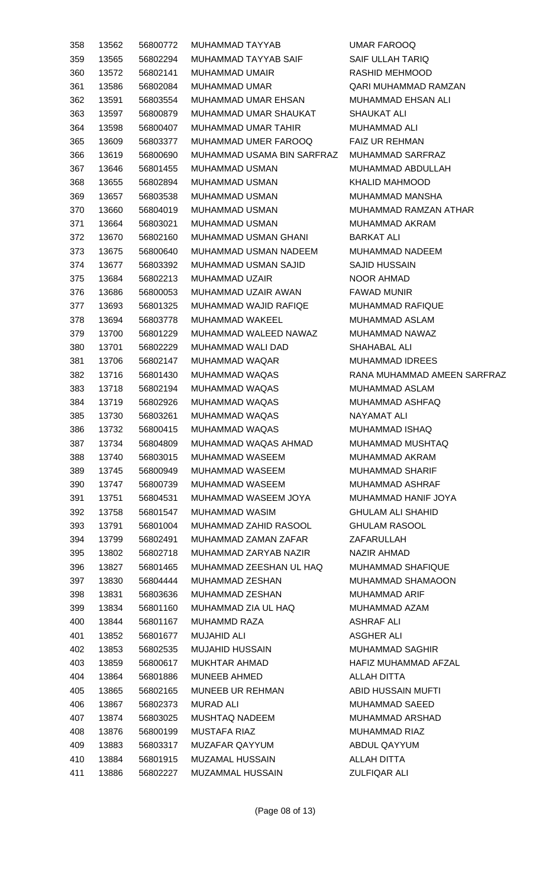| | | | | |
|---|---|---|---|---|
| 358 | 13562 | 56800772 | MUHAMMAD TAYYAB | UMAR FAROOQ |
| 359 | 13565 | 56802294 | MUHAMMAD TAYYAB SAIF | SAIF ULLAH TARIQ |
| 360 | 13572 | 56802141 | MUHAMMAD UMAIR | RASHID MEHMOOD |
| 361 | 13586 | 56802084 | MUHAMMAD UMAR | QARI MUHAMMAD RAMZAN |
| 362 | 13591 | 56803554 | MUHAMMAD UMAR EHSAN | MUHAMMAD EHSAN ALI |
| 363 | 13597 | 56800879 | MUHAMMAD UMAR SHAUKAT | SHAUKAT ALI |
| 364 | 13598 | 56800407 | MUHAMMAD UMAR TAHIR | MUHAMMAD ALI |
| 365 | 13609 | 56803377 | MUHAMMAD UMER FAROOQ | FAIZ UR REHMAN |
| 366 | 13619 | 56800690 | MUHAMMAD USAMA BIN SARFRAZ | MUHAMMAD SARFRAZ |
| 367 | 13646 | 56801455 | MUHAMMAD USMAN | MUHAMMAD ABDULLAH |
| 368 | 13655 | 56802894 | MUHAMMAD USMAN | KHALID MAHMOOD |
| 369 | 13657 | 56803538 | MUHAMMAD USMAN | MUHAMMAD MANSHA |
| 370 | 13660 | 56804019 | MUHAMMAD USMAN | MUHAMMAD RAMZAN ATHAR |
| 371 | 13664 | 56803021 | MUHAMMAD USMAN | MUHAMMAD AKRAM |
| 372 | 13670 | 56802160 | MUHAMMAD USMAN GHANI | BARKAT ALI |
| 373 | 13675 | 56800640 | MUHAMMAD USMAN NADEEM | MUHAMMAD NADEEM |
| 374 | 13677 | 56803392 | MUHAMMAD USMAN SAJID | SAJID HUSSAIN |
| 375 | 13684 | 56802213 | MUHAMMAD UZAIR | NOOR AHMAD |
| 376 | 13686 | 56800053 | MUHAMMAD UZAIR AWAN | FAWAD MUNIR |
| 377 | 13693 | 56801325 | MUHAMMAD WAJID RAFIQE | MUHAMMAD RAFIQUE |
| 378 | 13694 | 56803778 | MUHAMMAD WAKEEL | MUHAMMAD ASLAM |
| 379 | 13700 | 56801229 | MUHAMMAD WALEED NAWAZ | MUHAMMAD NAWAZ |
| 380 | 13701 | 56802229 | MUHAMMAD WALI DAD | SHAHABAL ALI |
| 381 | 13706 | 56802147 | MUHAMMAD WAQAR | MUHAMMAD IDREES |
| 382 | 13716 | 56801430 | MUHAMMAD WAQAS | RANA MUHAMMAD AMEEN SARFRAZ |
| 383 | 13718 | 56802194 | MUHAMMAD WAQAS | MUHAMMAD ASLAM |
| 384 | 13719 | 56802926 | MUHAMMAD WAQAS | MUHAMMAD ASHFAQ |
| 385 | 13730 | 56803261 | MUHAMMAD WAQAS | NAYAMAT ALI |
| 386 | 13732 | 56800415 | MUHAMMAD WAQAS | MUHAMMAD ISHAQ |
| 387 | 13734 | 56804809 | MUHAMMAD WAQAS AHMAD | MUHAMMAD MUSHTAQ |
| 388 | 13740 | 56803015 | MUHAMMAD WASEEM | MUHAMMAD AKRAM |
| 389 | 13745 | 56800949 | MUHAMMAD WASEEM | MUHAMMAD SHARIF |
| 390 | 13747 | 56800739 | MUHAMMAD WASEEM | MUHAMMAD ASHRAF |
| 391 | 13751 | 56804531 | MUHAMMAD WASEEM JOYA | MUHAMMAD HANIF JOYA |
| 392 | 13758 | 56801547 | MUHAMMAD WASIM | GHULAM ALI SHAHID |
| 393 | 13791 | 56801004 | MUHAMMAD ZAHID RASOOL | GHULAM RASOOL |
| 394 | 13799 | 56802491 | MUHAMMAD ZAMAN ZAFAR | ZAFARULLAH |
| 395 | 13802 | 56802718 | MUHAMMAD ZARYAB NAZIR | NAZIR AHMAD |
| 396 | 13827 | 56801465 | MUHAMMAD ZEESHAN UL HAQ | MUHAMMAD SHAFIQUE |
| 397 | 13830 | 56804444 | MUHAMMAD ZESHAN | MUHAMMAD SHAMAOON |
| 398 | 13831 | 56803636 | MUHAMMAD ZESHAN | MUHAMMAD ARIF |
| 399 | 13834 | 56801160 | MUHAMMAD ZIA UL HAQ | MUHAMMAD AZAM |
| 400 | 13844 | 56801167 | MUHAMMD RAZA | ASHRAF ALI |
| 401 | 13852 | 56801677 | MUJAHID ALI | ASGHER ALI |
| 402 | 13853 | 56802535 | MUJAHID HUSSAIN | MUHAMMAD SAGHIR |
| 403 | 13859 | 56800617 | MUKHTAR AHMAD | HAFIZ MUHAMMAD AFZAL |
| 404 | 13864 | 56801886 | MUNEEB AHMED | ALLAH DITTA |
| 405 | 13865 | 56802165 | MUNEEB UR REHMAN | ABID HUSSAIN MUFTI |
| 406 | 13867 | 56802373 | MURAD ALI | MUHAMMAD SAEED |
| 407 | 13874 | 56803025 | MUSHTAQ NADEEM | MUHAMMAD ARSHAD |
| 408 | 13876 | 56800199 | MUSTAFA RIAZ | MUHAMMAD RIAZ |
| 409 | 13883 | 56803317 | MUZAFAR QAYYUM | ABDUL QAYYUM |
| 410 | 13884 | 56801915 | MUZAMAL HUSSAIN | ALLAH DITTA |
| 411 | 13886 | 56802227 | MUZAMMAL HUSSAIN | ZULFIQAR ALI |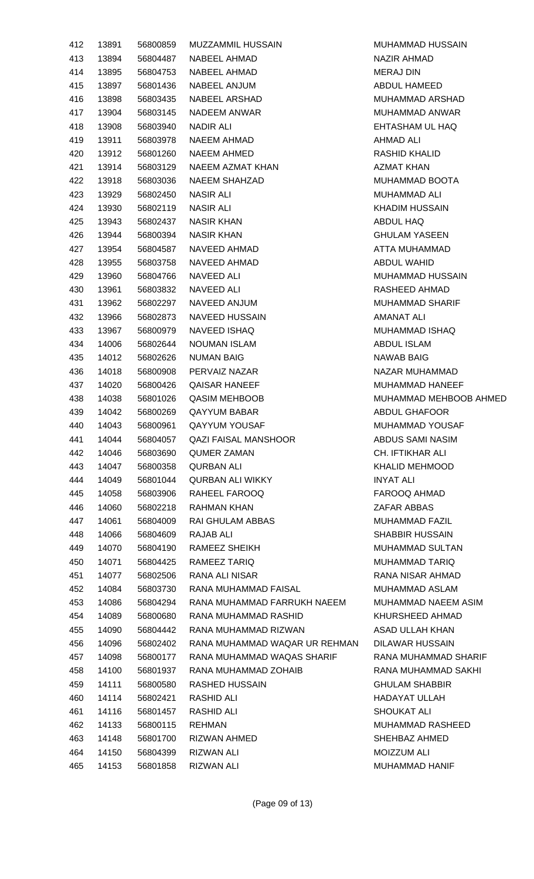| | | | | |
|---|---|---|---|---|
| 412 | 13891 | 56800859 | MUZZAMMIL HUSSAIN | MUHAMMAD HUSSAIN |
| 413 | 13894 | 56804487 | NABEEL AHMAD | NAZIR AHMAD |
| 414 | 13895 | 56804753 | NABEEL AHMAD | MERAJ DIN |
| 415 | 13897 | 56801436 | NABEEL ANJUM | ABDUL HAMEED |
| 416 | 13898 | 56803435 | NABEEL ARSHAD | MUHAMMAD ARSHAD |
| 417 | 13904 | 56803145 | NADEEM ANWAR | MUHAMMAD ANWAR |
| 418 | 13908 | 56803940 | NADIR ALI | EHTASHAM UL HAQ |
| 419 | 13911 | 56803978 | NAEEM AHMAD | AHMAD ALI |
| 420 | 13912 | 56801260 | NAEEM AHMED | RASHID KHALID |
| 421 | 13914 | 56803129 | NAEEM AZMAT KHAN | AZMAT KHAN |
| 422 | 13918 | 56803036 | NAEEM SHAHZAD | MUHAMMAD BOOTA |
| 423 | 13929 | 56802450 | NASIR ALI | MUHAMMAD ALI |
| 424 | 13930 | 56802119 | NASIR ALI | KHADIM HUSSAIN |
| 425 | 13943 | 56802437 | NASIR KHAN | ABDUL HAQ |
| 426 | 13944 | 56800394 | NASIR KHAN | GHULAM YASEEN |
| 427 | 13954 | 56804587 | NAVEED AHMAD | ATTA MUHAMMAD |
| 428 | 13955 | 56803758 | NAVEED AHMAD | ABDUL WAHID |
| 429 | 13960 | 56804766 | NAVEED ALI | MUHAMMAD HUSSAIN |
| 430 | 13961 | 56803832 | NAVEED ALI | RASHEED AHMAD |
| 431 | 13962 | 56802297 | NAVEED ANJUM | MUHAMMAD SHARIF |
| 432 | 13966 | 56802873 | NAVEED HUSSAIN | AMANAT ALI |
| 433 | 13967 | 56800979 | NAVEED ISHAQ | MUHAMMAD ISHAQ |
| 434 | 14006 | 56802644 | NOUMAN ISLAM | ABDUL ISLAM |
| 435 | 14012 | 56802626 | NUMAN BAIG | NAWAB BAIG |
| 436 | 14018 | 56800908 | PERVAIZ NAZAR | NAZAR MUHAMMAD |
| 437 | 14020 | 56800426 | QAISAR HANEEF | MUHAMMAD HANEEF |
| 438 | 14038 | 56801026 | QASIM MEHBOOB | MUHAMMAD MEHBOOB AHMED |
| 439 | 14042 | 56800269 | QAYYUM BABAR | ABDUL GHAFOOR |
| 440 | 14043 | 56800961 | QAYYUM YOUSAF | MUHAMMAD YOUSAF |
| 441 | 14044 | 56804057 | QAZI FAISAL MANSHOOR | ABDUS SAMI NASIM |
| 442 | 14046 | 56803690 | QUMER ZAMAN | CH. IFTIKHAR ALI |
| 443 | 14047 | 56800358 | QURBAN ALI | KHALID MEHMOOD |
| 444 | 14049 | 56801044 | QURBAN ALI WIKKY | INYAT ALI |
| 445 | 14058 | 56803906 | RAHEEL FAROOQ | FAROOQ AHMAD |
| 446 | 14060 | 56802218 | RAHMAN KHAN | ZAFAR ABBAS |
| 447 | 14061 | 56804009 | RAI GHULAM ABBAS | MUHAMMAD FAZIL |
| 448 | 14066 | 56804609 | RAJAB ALI | SHABBIR HUSSAIN |
| 449 | 14070 | 56804190 | RAMEEZ SHEIKH | MUHAMMAD SULTAN |
| 450 | 14071 | 56804425 | RAMEEZ TARIQ | MUHAMMAD TARIQ |
| 451 | 14077 | 56802506 | RANA ALI NISAR | RANA NISAR AHMAD |
| 452 | 14084 | 56803730 | RANA MUHAMMAD FAISAL | MUHAMMAD ASLAM |
| 453 | 14086 | 56804294 | RANA MUHAMMAD FARRUKH NAEEM | MUHAMMAD NAEEM ASIM |
| 454 | 14089 | 56800680 | RANA MUHAMMAD RASHID | KHURSHEED AHMAD |
| 455 | 14090 | 56804442 | RANA MUHAMMAD RIZWAN | ASAD ULLAH KHAN |
| 456 | 14096 | 56802402 | RANA MUHAMMAD WAQAR UR REHMAN | DILAWAR HUSSAIN |
| 457 | 14098 | 56800177 | RANA MUHAMMAD WAQAS SHARIF | RANA MUHAMMAD SHARIF |
| 458 | 14100 | 56801937 | RANA MUHAMMAD ZOHAIB | RANA MUHAMMAD SAKHI |
| 459 | 14111 | 56800580 | RASHED HUSSAIN | GHULAM SHABBIR |
| 460 | 14114 | 56802421 | RASHID ALI | HADAYAT ULLAH |
| 461 | 14116 | 56801457 | RASHID ALI | SHOUKAT ALI |
| 462 | 14133 | 56800115 | REHMAN | MUHAMMAD RASHEED |
| 463 | 14148 | 56801700 | RIZWAN AHMED | SHEHBAZ AHMED |
| 464 | 14150 | 56804399 | RIZWAN ALI | MOIZZUM ALI |
| 465 | 14153 | 56801858 | RIZWAN ALI | MUHAMMAD HANIF |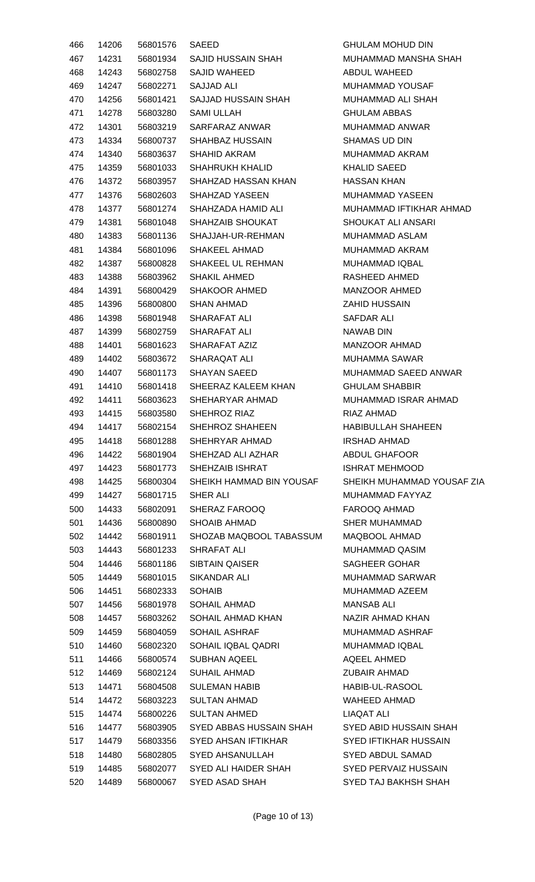| | | | | |
|---|---|---|---|---|
| 466 | 14206 | 56801576 | SAEED | GHULAM MOHUD DIN |
| 467 | 14231 | 56801934 | SAJID HUSSAIN SHAH | MUHAMMAD MANSHA SHAH |
| 468 | 14243 | 56802758 | SAJID WAHEED | ABDUL WAHEED |
| 469 | 14247 | 56802271 | SAJJAD ALI | MUHAMMAD YOUSAF |
| 470 | 14256 | 56801421 | SAJJAD HUSSAIN SHAH | MUHAMMAD ALI SHAH |
| 471 | 14278 | 56803280 | SAMI ULLAH | GHULAM ABBAS |
| 472 | 14301 | 56803219 | SARFARAZ ANWAR | MUHAMMAD ANWAR |
| 473 | 14334 | 56800737 | SHAHBAZ HUSSAIN | SHAMAS UD DIN |
| 474 | 14340 | 56803637 | SHAHID AKRAM | MUHAMMAD AKRAM |
| 475 | 14359 | 56801033 | SHAHRUKH KHALID | KHALID SAEED |
| 476 | 14372 | 56803957 | SHAHZAD HASSAN KHAN | HASSAN KHAN |
| 477 | 14376 | 56802603 | SHAHZAD YASEEN | MUHAMMAD YASEEN |
| 478 | 14377 | 56801274 | SHAHZADA HAMID ALI | MUHAMMAD IFTIKHAR AHMAD |
| 479 | 14381 | 56801048 | SHAHZAIB SHOUKAT | SHOUKAT ALI ANSARI |
| 480 | 14383 | 56801136 | SHAJJAH-UR-REHMAN | MUHAMMAD ASLAM |
| 481 | 14384 | 56801096 | SHAKEEL AHMAD | MUHAMMAD AKRAM |
| 482 | 14387 | 56800828 | SHAKEEL UL REHMAN | MUHAMMAD IQBAL |
| 483 | 14388 | 56803962 | SHAKIL AHMED | RASHEED AHMED |
| 484 | 14391 | 56800429 | SHAKOOR AHMED | MANZOOR AHMED |
| 485 | 14396 | 56800800 | SHAN AHMAD | ZAHID HUSSAIN |
| 486 | 14398 | 56801948 | SHARAFAT ALI | SAFDAR ALI |
| 487 | 14399 | 56802759 | SHARAFAT ALI | NAWAB DIN |
| 488 | 14401 | 56801623 | SHARAFAT AZIZ | MANZOOR AHMAD |
| 489 | 14402 | 56803672 | SHARAQAT ALI | MUHAMMA SAWAR |
| 490 | 14407 | 56801173 | SHAYAN SAEED | MUHAMMAD SAEED ANWAR |
| 491 | 14410 | 56801418 | SHEERAZ KALEEM KHAN | GHULAM SHABBIR |
| 492 | 14411 | 56803623 | SHEHARYAR AHMAD | MUHAMMAD ISRAR AHMAD |
| 493 | 14415 | 56803580 | SHEHROZ RIAZ | RIAZ AHMAD |
| 494 | 14417 | 56802154 | SHEHROZ SHAHEEN | HABIBULLAH SHAHEEN |
| 495 | 14418 | 56801288 | SHEHRYAR AHMAD | IRSHAD AHMAD |
| 496 | 14422 | 56801904 | SHEHZAD ALI AZHAR | ABDUL GHAFOOR |
| 497 | 14423 | 56801773 | SHEHZAIB ISHRAT | ISHRAT MEHMOOD |
| 498 | 14425 | 56800304 | SHEIKH HAMMAD BIN YOUSAF | SHEIKH MUHAMMAD YOUSAF ZIA |
| 499 | 14427 | 56801715 | SHER ALI | MUHAMMAD FAYYAZ |
| 500 | 14433 | 56802091 | SHERAZ FAROOQ | FAROOQ AHMAD |
| 501 | 14436 | 56800890 | SHOAIB AHMAD | SHER MUHAMMAD |
| 502 | 14442 | 56801911 | SHOZAB MAQBOOL TABASSUM | MAQBOOL AHMAD |
| 503 | 14443 | 56801233 | SHRAFAT ALI | MUHAMMAD QASIM |
| 504 | 14446 | 56801186 | SIBTAIN QAISER | SAGHEER GOHAR |
| 505 | 14449 | 56801015 | SIKANDAR ALI | MUHAMMAD SARWAR |
| 506 | 14451 | 56802333 | SOHAIB | MUHAMMAD AZEEM |
| 507 | 14456 | 56801978 | SOHAIL AHMAD | MANSAB ALI |
| 508 | 14457 | 56803262 | SOHAIL AHMAD KHAN | NAZIR AHMAD KHAN |
| 509 | 14459 | 56804059 | SOHAIL ASHRAF | MUHAMMAD ASHRAF |
| 510 | 14460 | 56802320 | SOHAIL IQBAL QADRI | MUHAMMAD IQBAL |
| 511 | 14466 | 56800574 | SUBHAN AQEEL | AQEEL AHMED |
| 512 | 14469 | 56802124 | SUHAIL AHMAD | ZUBAIR AHMAD |
| 513 | 14471 | 56804508 | SULEMAN HABIB | HABIB-UL-RASOOL |
| 514 | 14472 | 56803223 | SULTAN AHMAD | WAHEED AHMAD |
| 515 | 14474 | 56800226 | SULTAN AHMED | LIAQAT ALI |
| 516 | 14477 | 56803905 | SYED ABBAS HUSSAIN SHAH | SYED ABID HUSSAIN SHAH |
| 517 | 14479 | 56803356 | SYED AHSAN IFTIKHAR | SYED IFTIKHAR HUSSAIN |
| 518 | 14480 | 56802805 | SYED AHSANULLAH | SYED ABDUL SAMAD |
| 519 | 14485 | 56802077 | SYED ALI HAIDER SHAH | SYED PERVAIZ HUSSAIN |
| 520 | 14489 | 56800067 | SYED ASAD SHAH | SYED TAJ BAKHSH SHAH |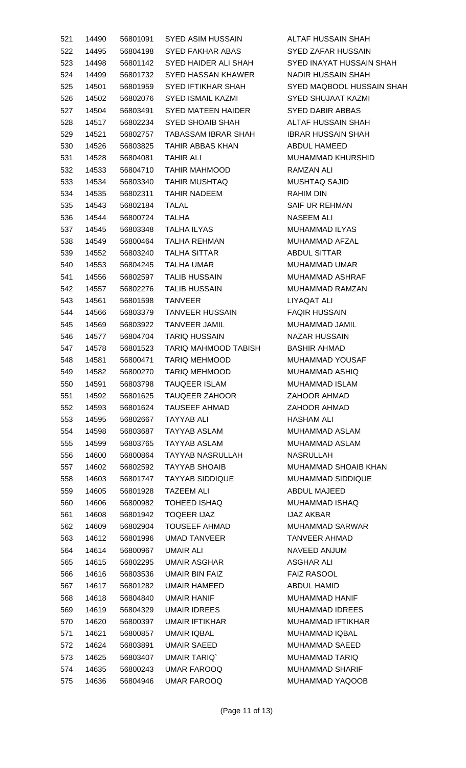| | | | | |
|---|---|---|---|---|
| 521 | 14490 | 56801091 | SYED ASIM HUSSAIN | ALTAF HUSSAIN SHAH |
| 522 | 14495 | 56804198 | SYED FAKHAR ABAS | SYED ZAFAR HUSSAIN |
| 523 | 14498 | 56801142 | SYED HAIDER ALI SHAH | SYED INAYAT HUSSAIN SHAH |
| 524 | 14499 | 56801732 | SYED HASSAN KHAWER | NADIR HUSSAIN SHAH |
| 525 | 14501 | 56801959 | SYED IFTIKHAR SHAH | SYED MAQBOOL HUSSAIN SHAH |
| 526 | 14502 | 56802076 | SYED ISMAIL KAZMI | SYED SHUJAAT KAZMI |
| 527 | 14504 | 56803491 | SYED MATEEN HAIDER | SYED DABIR ABBAS |
| 528 | 14517 | 56802234 | SYED SHOAIB SHAH | ALTAF HUSSAIN SHAH |
| 529 | 14521 | 56802757 | TABASSAM IBRAR SHAH | IBRAR HUSSAIN SHAH |
| 530 | 14526 | 56803825 | TAHIR ABBAS KHAN | ABDUL HAMEED |
| 531 | 14528 | 56804081 | TAHIR ALI | MUHAMMAD KHURSHID |
| 532 | 14533 | 56804710 | TAHIR MAHMOOD | RAMZAN ALI |
| 533 | 14534 | 56803340 | TAHIR MUSHTAQ | MUSHTAQ SAJID |
| 534 | 14535 | 56802311 | TAHIR NADEEM | RAHIM DIN |
| 535 | 14543 | 56802184 | TALAL | SAIF UR REHMAN |
| 536 | 14544 | 56800724 | TALHA | NASEEM ALI |
| 537 | 14545 | 56803348 | TALHA ILYAS | MUHAMMAD ILYAS |
| 538 | 14549 | 56800464 | TALHA REHMAN | MUHAMMAD AFZAL |
| 539 | 14552 | 56803240 | TALHA SITTAR | ABDUL SITTAR |
| 540 | 14553 | 56804245 | TALHA UMAR | MUHAMMAD UMAR |
| 541 | 14556 | 56802597 | TALIB HUSSAIN | MUHAMMAD ASHRAF |
| 542 | 14557 | 56802276 | TALIB HUSSAIN | MUHAMMAD RAMZAN |
| 543 | 14561 | 56801598 | TANVEER | LIYAQAT ALI |
| 544 | 14566 | 56803379 | TANVEER HUSSAIN | FAQIR HUSSAIN |
| 545 | 14569 | 56803922 | TANVEER JAMIL | MUHAMMAD JAMIL |
| 546 | 14577 | 56804704 | TARIQ HUSSAIN | NAZAR HUSSAIN |
| 547 | 14578 | 56801523 | TARIQ MAHMOOD TABISH | BASHIR AHMAD |
| 548 | 14581 | 56800471 | TARIQ MEHMOOD | MUHAMMAD YOUSAF |
| 549 | 14582 | 56800270 | TARIQ MEHMOOD | MUHAMMAD ASHIQ |
| 550 | 14591 | 56803798 | TAUQEER ISLAM | MUHAMMAD ISLAM |
| 551 | 14592 | 56801625 | TAUQEER ZAHOOR | ZAHOOR AHMAD |
| 552 | 14593 | 56801624 | TAUSEEF AHMAD | ZAHOOR AHMAD |
| 553 | 14595 | 56802667 | TAYYAB ALI | HASHAM ALI |
| 554 | 14598 | 56803687 | TAYYAB ASLAM | MUHAMMAD ASLAM |
| 555 | 14599 | 56803765 | TAYYAB ASLAM | MUHAMMAD ASLAM |
| 556 | 14600 | 56800864 | TAYYAB NASRULLAH | NASRULLAH |
| 557 | 14602 | 56802592 | TAYYAB SHOAIB | MUHAMMAD SHOAIB KHAN |
| 558 | 14603 | 56801747 | TAYYAB SIDDIQUE | MUHAMMAD SIDDIQUE |
| 559 | 14605 | 56801928 | TAZEEM ALI | ABDUL MAJEED |
| 560 | 14606 | 56800982 | TOHEED ISHAQ | MUHAMMAD ISHAQ |
| 561 | 14608 | 56801942 | TOQEER IJAZ | IJAZ AKBAR |
| 562 | 14609 | 56802904 | TOUSEEF AHMAD | MUHAMMAD SARWAR |
| 563 | 14612 | 56801996 | UMAD TANVEER | TANVEER AHMAD |
| 564 | 14614 | 56800967 | UMAIR ALI | NAVEED ANJUM |
| 565 | 14615 | 56802295 | UMAIR ASGHAR | ASGHAR ALI |
| 566 | 14616 | 56803536 | UMAIR BIN FAIZ | FAIZ RASOOL |
| 567 | 14617 | 56801282 | UMAIR HAMEED | ABDUL HAMID |
| 568 | 14618 | 56804840 | UMAIR HANIF | MUHAMMAD HANIF |
| 569 | 14619 | 56804329 | UMAIR IDREES | MUHAMMAD IDREES |
| 570 | 14620 | 56800397 | UMAIR IFTIKHAR | MUHAMMAD IFTIKHAR |
| 571 | 14621 | 56800857 | UMAIR IQBAL | MUHAMMAD IQBAL |
| 572 | 14624 | 56803891 | UMAIR SAEED | MUHAMMAD SAEED |
| 573 | 14625 | 56803407 | UMAIR TARIQ` | MUHAMMAD TARIQ |
| 574 | 14635 | 56800243 | UMAR FAROOQ | MUHAMMAD SHARIF |
| 575 | 14636 | 56804946 | UMAR FAROOQ | MUHAMMAD YAQOOB |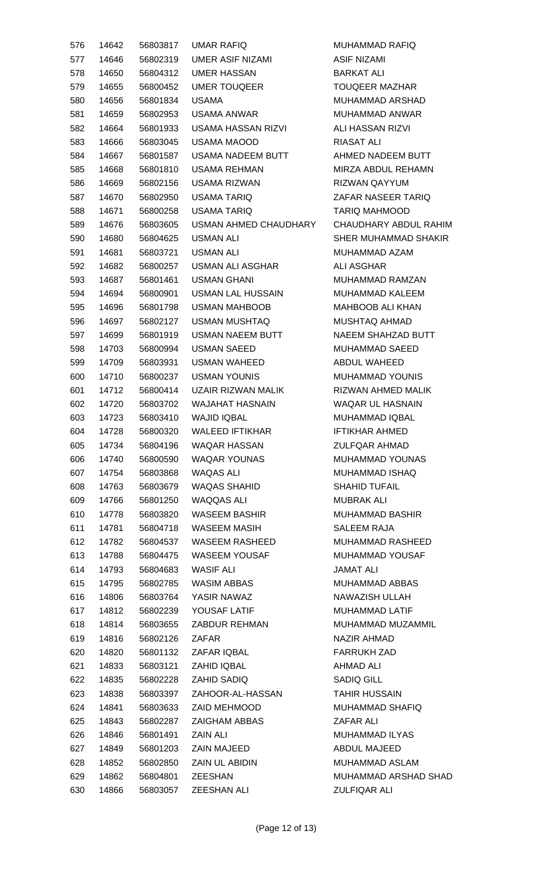| | | | | |
|---|---|---|---|---|
| 576 | 14642 | 56803817 | UMAR RAFIQ | MUHAMMAD RAFIQ |
| 577 | 14646 | 56802319 | UMER ASIF NIZAMI | ASIF NIZAMI |
| 578 | 14650 | 56804312 | UMER HASSAN | BARKAT ALI |
| 579 | 14655 | 56800452 | UMER TOUQEER | TOUQEER MAZHAR |
| 580 | 14656 | 56801834 | USAMA | MUHAMMAD ARSHAD |
| 581 | 14659 | 56802953 | USAMA ANWAR | MUHAMMAD ANWAR |
| 582 | 14664 | 56801933 | USAMA HASSAN RIZVI | ALI HASSAN RIZVI |
| 583 | 14666 | 56803045 | USAMA MAOOD | RIASAT ALI |
| 584 | 14667 | 56801587 | USAMA NADEEM BUTT | AHMED NADEEM BUTT |
| 585 | 14668 | 56801810 | USAMA REHMAN | MIRZA ABDUL REHAMN |
| 586 | 14669 | 56802156 | USAMA RIZWAN | RIZWAN QAYYUM |
| 587 | 14670 | 56802950 | USAMA TARIQ | ZAFAR NASEER TARIQ |
| 588 | 14671 | 56800258 | USAMA TARIQ | TARIQ MAHMOOD |
| 589 | 14676 | 56803605 | USMAN AHMED CHAUDHARY | CHAUDHARY ABDUL RAHIM |
| 590 | 14680 | 56804625 | USMAN ALI | SHER MUHAMMAD SHAKIR |
| 591 | 14681 | 56803721 | USMAN ALI | MUHAMMAD AZAM |
| 592 | 14682 | 56800257 | USMAN ALI ASGHAR | ALI ASGHAR |
| 593 | 14687 | 56801461 | USMAN GHANI | MUHAMMAD RAMZAN |
| 594 | 14694 | 56800901 | USMAN LAL HUSSAIN | MUHAMMAD KALEEM |
| 595 | 14696 | 56801798 | USMAN MAHBOOB | MAHBOOB ALI KHAN |
| 596 | 14697 | 56802127 | USMAN MUSHTAQ | MUSHTAQ AHMAD |
| 597 | 14699 | 56801919 | USMAN NAEEM BUTT | NAEEM SHAHZAD BUTT |
| 598 | 14703 | 56800994 | USMAN SAEED | MUHAMMAD SAEED |
| 599 | 14709 | 56803931 | USMAN WAHEED | ABDUL WAHEED |
| 600 | 14710 | 56800237 | USMAN YOUNIS | MUHAMMAD YOUNIS |
| 601 | 14712 | 56800414 | UZAIR RIZWAN MALIK | RIZWAN AHMED MALIK |
| 602 | 14720 | 56803702 | WAJAHAT HASNAIN | WAQAR UL HASNAIN |
| 603 | 14723 | 56803410 | WAJID IQBAL | MUHAMMAD IQBAL |
| 604 | 14728 | 56800320 | WALEED IFTIKHAR | IFTIKHAR AHMED |
| 605 | 14734 | 56804196 | WAQAR HASSAN | ZULFQAR AHMAD |
| 606 | 14740 | 56800590 | WAQAR YOUNAS | MUHAMMAD YOUNAS |
| 607 | 14754 | 56803868 | WAQAS ALI | MUHAMMAD ISHAQ |
| 608 | 14763 | 56803679 | WAQAS SHAHID | SHAHID TUFAIL |
| 609 | 14766 | 56801250 | WAQQAS ALI | MUBRAK ALI |
| 610 | 14778 | 56803820 | WASEEM BASHIR | MUHAMMAD BASHIR |
| 611 | 14781 | 56804718 | WASEEM MASIH | SALEEM RAJA |
| 612 | 14782 | 56804537 | WASEEM RASHEED | MUHAMMAD RASHEED |
| 613 | 14788 | 56804475 | WASEEM YOUSAF | MUHAMMAD YOUSAF |
| 614 | 14793 | 56804683 | WASIF ALI | JAMAT ALI |
| 615 | 14795 | 56802785 | WASIM ABBAS | MUHAMMAD ABBAS |
| 616 | 14806 | 56803764 | YASIR NAWAZ | NAWAZISH ULLAH |
| 617 | 14812 | 56802239 | YOUSAF LATIF | MUHAMMAD LATIF |
| 618 | 14814 | 56803655 | ZABDUR REHMAN | MUHAMMAD MUZAMMIL |
| 619 | 14816 | 56802126 | ZAFAR | NAZIR AHMAD |
| 620 | 14820 | 56801132 | ZAFAR IQBAL | FARRUKH ZAD |
| 621 | 14833 | 56803121 | ZAHID IQBAL | AHMAD ALI |
| 622 | 14835 | 56802228 | ZAHID SADIQ | SADIQ GILL |
| 623 | 14838 | 56803397 | ZAHOOR-AL-HASSAN | TAHIR HUSSAIN |
| 624 | 14841 | 56803633 | ZAID MEHMOOD | MUHAMMAD SHAFIQ |
| 625 | 14843 | 56802287 | ZAIGHAM ABBAS | ZAFAR ALI |
| 626 | 14846 | 56801491 | ZAIN ALI | MUHAMMAD ILYAS |
| 627 | 14849 | 56801203 | ZAIN MAJEED | ABDUL MAJEED |
| 628 | 14852 | 56802850 | ZAIN UL ABIDIN | MUHAMMAD ASLAM |
| 629 | 14862 | 56804801 | ZEESHAN | MUHAMMAD ARSHAD SHAD |
| 630 | 14866 | 56803057 | ZEESHAN ALI | ZULFIQAR ALI |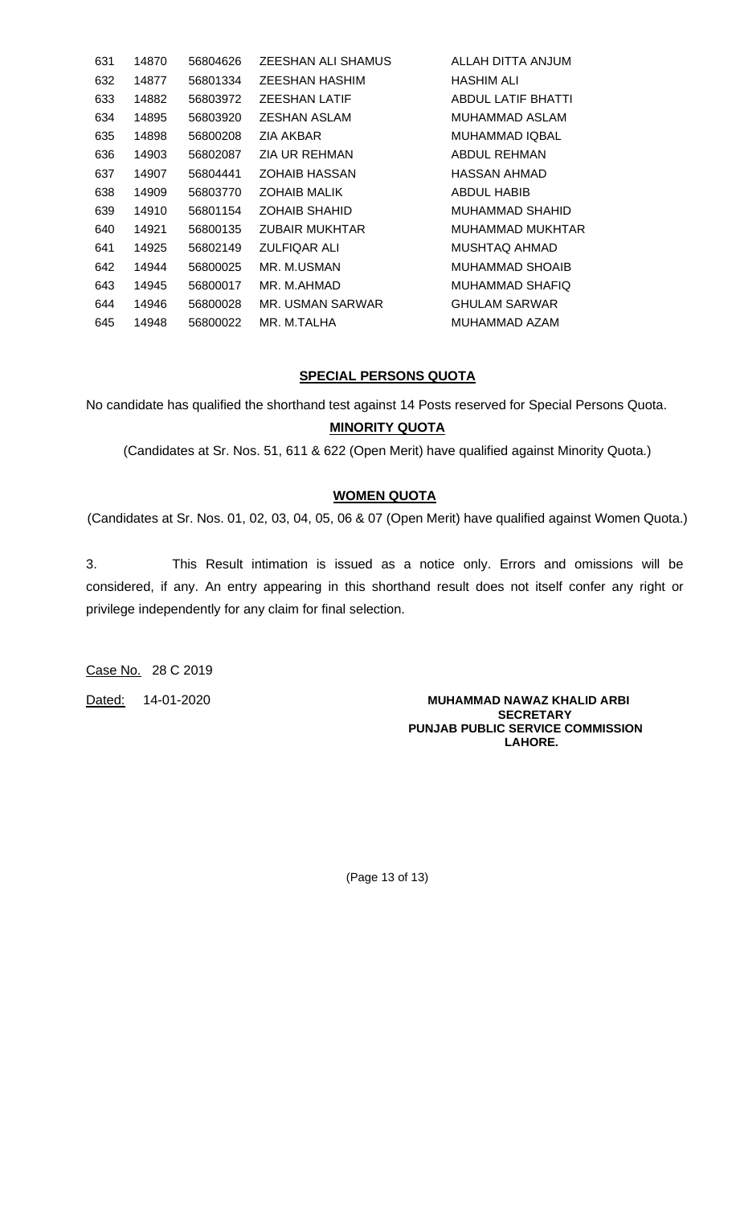| | | | | |
|---|---|---|---|---|
| 631 | 14870 | 56804626 | ZEESHAN ALI SHAMUS | ALLAH DITTA ANJUM |
| 632 | 14877 | 56801334 | ZEESHAN HASHIM | HASHIM ALI |
| 633 | 14882 | 56803972 | ZEESHAN LATIF | ABDUL LATIF BHATTI |
| 634 | 14895 | 56803920 | ZESHAN ASLAM | MUHAMMAD ASLAM |
| 635 | 14898 | 56800208 | ZIA AKBAR | MUHAMMAD IQBAL |
| 636 | 14903 | 56802087 | ZIA UR REHMAN | ABDUL REHMAN |
| 637 | 14907 | 56804441 | ZOHAIB HASSAN | HASSAN AHMAD |
| 638 | 14909 | 56803770 | ZOHAIB MALIK | ABDUL HABIB |
| 639 | 14910 | 56801154 | ZOHAIB SHAHID | MUHAMMAD SHAHID |
| 640 | 14921 | 56800135 | ZUBAIR MUKHTAR | MUHAMMAD MUKHTAR |
| 641 | 14925 | 56802149 | ZULFIQAR ALI | MUSHTAQ AHMAD |
| 642 | 14944 | 56800025 | MR. M.USMAN | MUHAMMAD SHOAIB |
| 643 | 14945 | 56800017 | MR. M.AHMAD | MUHAMMAD SHAFIQ |
| 644 | 14946 | 56800028 | MR. USMAN SARWAR | GHULAM SARWAR |
| 645 | 14948 | 56800022 | MR. M.TALHA | MUHAMMAD AZAM |

## SPECIAL PERSONS QUOTA

No candidate has qualified the shorthand test against 14 Posts reserved for Special Persons Quota.

## MINORITY QUOTA

(Candidates at Sr. Nos. 51, 611 & 622 (Open Merit) have qualified against Minority Quota.)

## WOMEN QUOTA

(Candidates at Sr. Nos. 01, 02, 03, 04, 05, 06 & 07 (Open Merit) have qualified against Women Quota.)

3. This Result intimation is issued as a notice only. Errors and omissions will be considered, if any. An entry appearing in this shorthand result does not itself confer any right or privilege independently for any claim for final selection.

Case No. 28 C 2019

Dated: 14-01-2020

**MUHAMMAD NAWAZ KHALID ARBI**
**SECRETARY**
**PUNJAB PUBLIC SERVICE COMMISSION**
**LAHORE.**